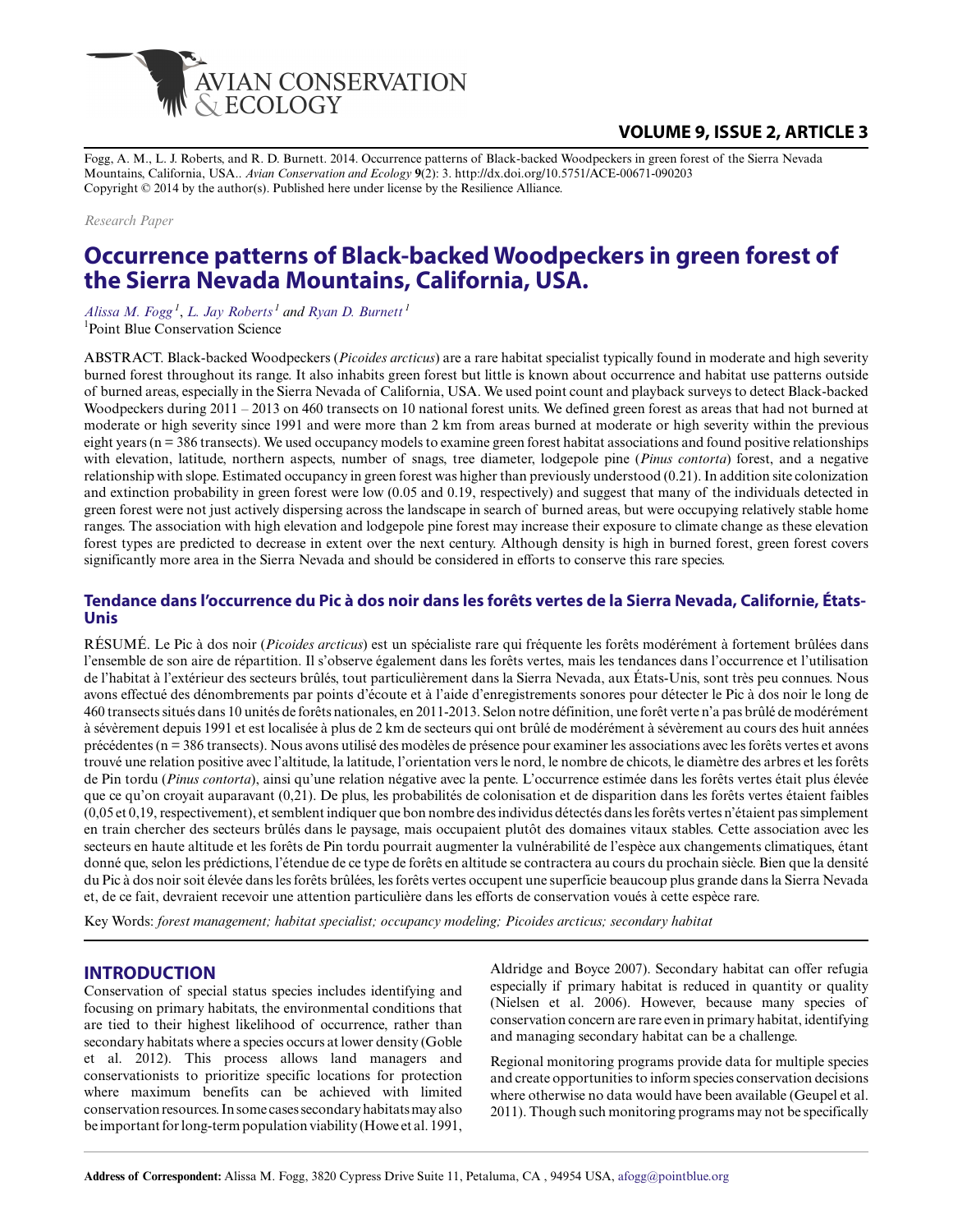Fogg, A. M., L. J. Roberts, and R. D. Burnett. 2014. Occurrence patterns of Black-backed Woodpeckers in green forest of the Sierra Nevada Mountains, California, USA.. *Avian Conservation and Ecology* **9**(2): 3. http://dx.doi.org/10.5751/ACE-00671-090203
Copyright © 2014 by the author(s). Published here under license by the Resilience Alliance.

*Research Paper*

# Occurrence patterns of Black-backed Woodpeckers in green forest of the Sierra Nevada Mountains, California, USA.

*Alissa M. Fogg*[1], *L. Jay Roberts*[1] and *Ryan D. Burnett*[1]

[1]Point Blue Conservation Science

ABSTRACT. Black-backed Woodpeckers (*Picoides arcticus*) are a rare habitat specialist typically found in moderate and high severity burned forest throughout its range. It also inhabits green forest but little is known about occurrence and habitat use patterns outside of burned areas, especially in the Sierra Nevada of California, USA. We used point count and playback surveys to detect Black-backed Woodpeckers during 2011 – 2013 on 460 transects on 10 national forest units. We defined green forest as areas that had not burned at moderate or high severity since 1991 and were more than 2 km from areas burned at moderate or high severity within the previous eight years (n = 386 transects). We used occupancy models to examine green forest habitat associations and found positive relationships with elevation, latitude, northern aspects, number of snags, tree diameter, lodgepole pine (*Pinus contorta*) forest, and a negative relationship with slope. Estimated occupancy in green forest was higher than previously understood (0.21). In addition site colonization and extinction probability in green forest were low (0.05 and 0.19, respectively) and suggest that many of the individuals detected in green forest were not just actively dispersing across the landscape in search of burned areas, but were occupying relatively stable home ranges. The association with high elevation and lodgepole pine forest may increase their exposure to climate change as these elevation forest types are predicted to decrease in extent over the next century. Although density is high in burned forest, green forest covers significantly more area in the Sierra Nevada and should be considered in efforts to conserve this rare species.

## Tendance dans l'occurrence du Pic à dos noir dans les forêts vertes de la Sierra Nevada, Californie, États-Unis

RÉSUMÉ. Le Pic à dos noir (*Picoides arcticus*) est un spécialiste rare qui fréquente les forêts modérément à fortement brûlées dans l'ensemble de son aire de répartition. Il s'observe également dans les forêts vertes, mais les tendances dans l'occurrence et l'utilisation de l'habitat à l'extérieur des secteurs brûlés, tout particulièrement dans la Sierra Nevada, aux États-Unis, sont très peu connues. Nous avons effectué des dénombrements par points d'écoute et à l'aide d'enregistrements sonores pour détecter le Pic à dos noir le long de 460 transects situés dans 10 unités de forêts nationales, en 2011-2013. Selon notre définition, une forêt verte n'a pas brûlé de modérément à sévèrement depuis 1991 et est localisée à plus de 2 km de secteurs qui ont brûlé de modérément à sévèrement au cours des huit années précédentes (n = 386 transects). Nous avons utilisé des modèles de présence pour examiner les associations avec les forêts vertes et avons trouvé une relation positive avec l'altitude, la latitude, l'orientation vers le nord, le nombre de chicots, le diamètre des arbres et les forêts de Pin tordu (*Pinus contorta*), ainsi qu'une relation négative avec la pente. L'occurrence estimée dans les forêts vertes était plus élevée que ce qu'on croyait auparavant (0,21). De plus, les probabilités de colonisation et de disparition dans les forêts vertes étaient faibles (0,05 et 0,19, respectivement), et semblent indiquer que bon nombre des individus détectés dans les forêts vertes n'étaient pas simplement en train chercher des secteurs brûlés dans le paysage, mais occupaient plutôt des domaines vitaux stables. Cette association avec les secteurs en haute altitude et les forêts de Pin tordu pourrait augmenter la vulnérabilité de l'espèce aux changements climatiques, étant donné que, selon les prédictions, l'étendue de ce type de forêts en altitude se contractera au cours du prochain siècle. Bien que la densité du Pic à dos noir soit élevée dans les forêts brûlées, les forêts vertes occupent une superficie beaucoup plus grande dans la Sierra Nevada et, de ce fait, devraient recevoir une attention particulière dans les efforts de conservation voués à cette espèce rare.

Key Words: *forest management; habitat specialist; occupancy modeling; Picoides arcticus; secondary habitat*

## INTRODUCTION

Conservation of special status species includes identifying and focusing on primary habitats, the environmental conditions that are tied to their highest likelihood of occurrence, rather than secondary habitats where a species occurs at lower density (Goble et al. 2012). This process allows land managers and conservationists to prioritize specific locations for protection where maximum benefits can be achieved with limited conservation resources. In some cases secondary habitats may also be important for long-term population viability (Howe et al. 1991, Aldridge and Boyce 2007). Secondary habitat can offer refugia especially if primary habitat is reduced in quantity or quality (Nielsen et al. 2006). However, because many species of conservation concern are rare even in primary habitat, identifying and managing secondary habitat can be a challenge.

Regional monitoring programs provide data for multiple species and create opportunities to inform species conservation decisions where otherwise no data would have been available (Geupel et al. 2011). Though such monitoring programs may not be specifically

**Address of Correspondent:** Alissa M. Fogg, 3820 Cypress Drive Suite 11, Petaluma, CA , 94954 USA, afogg@pointblue.org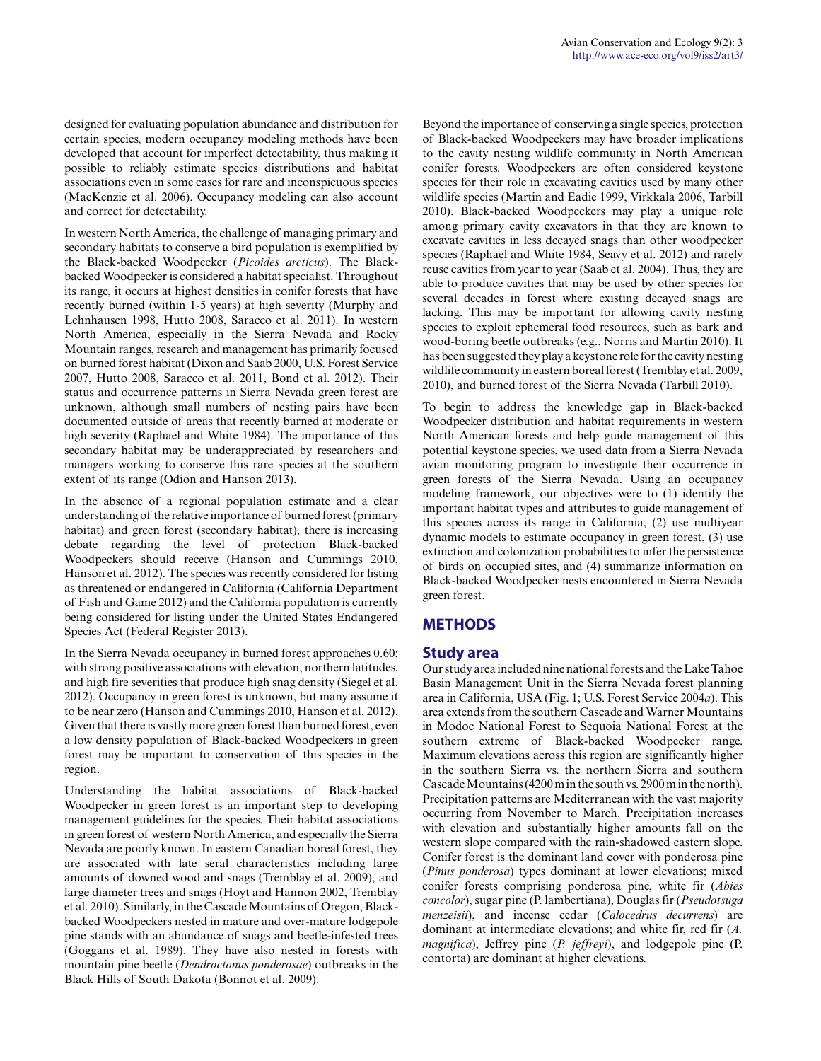designed for evaluating population abundance and distribution for certain species, modern occupancy modeling methods have been developed that account for imperfect detectability, thus making it possible to reliably estimate species distributions and habitat associations even in some cases for rare and inconspicuous species (MacKenzie et al. 2006). Occupancy modeling can also account and correct for detectability.

In western North America, the challenge of managing primary and secondary habitats to conserve a bird population is exemplified by the Black-backed Woodpecker (*Picoides arcticus*). The Black-backed Woodpecker is considered a habitat specialist. Throughout its range, it occurs at highest densities in conifer forests that have recently burned (within 1-5 years) at high severity (Murphy and Lehnhausen 1998, Hutto 2008, Saracco et al. 2011). In western North America, especially in the Sierra Nevada and Rocky Mountain ranges, research and management has primarily focused on burned forest habitat (Dixon and Saab 2000, U.S. Forest Service 2007, Hutto 2008, Saracco et al. 2011, Bond et al. 2012). Their status and occurrence patterns in Sierra Nevada green forest are unknown, although small numbers of nesting pairs have been documented outside of areas that recently burned at moderate or high severity (Raphael and White 1984). The importance of this secondary habitat may be underappreciated by researchers and managers working to conserve this rare species at the southern extent of its range (Odion and Hanson 2013).

In the absence of a regional population estimate and a clear understanding of the relative importance of burned forest (primary habitat) and green forest (secondary habitat), there is increasing debate regarding the level of protection Black-backed Woodpeckers should receive (Hanson and Cummings 2010, Hanson et al. 2012). The species was recently considered for listing as threatened or endangered in California (California Department of Fish and Game 2012) and the California population is currently being considered for listing under the United States Endangered Species Act (Federal Register 2013).

In the Sierra Nevada occupancy in burned forest approaches 0.60; with strong positive associations with elevation, northern latitudes, and high fire severities that produce high snag density (Siegel et al. 2012). Occupancy in green forest is unknown, but many assume it to be near zero (Hanson and Cummings 2010, Hanson et al. 2012). Given that there is vastly more green forest than burned forest, even a low density population of Black-backed Woodpeckers in green forest may be important to conservation of this species in the region.

Understanding the habitat associations of Black-backed Woodpecker in green forest is an important step to developing management guidelines for the species. Their habitat associations in green forest of western North America, and especially the Sierra Nevada are poorly known. In eastern Canadian boreal forest, they are associated with late seral characteristics including large amounts of downed wood and snags (Tremblay et al. 2009), and large diameter trees and snags (Hoyt and Hannon 2002, Tremblay et al. 2010). Similarly, in the Cascade Mountains of Oregon, Black-backed Woodpeckers nested in mature and over-mature lodgepole pine stands with an abundance of snags and beetle-infested trees (Goggans et al. 1989). They have also nested in forests with mountain pine beetle (*Dendroctonus ponderosae*) outbreaks in the Black Hills of South Dakota (Bonnot et al. 2009).

Beyond the importance of conserving a single species, protection of Black-backed Woodpeckers may have broader implications to the cavity nesting wildlife community in North American conifer forests. Woodpeckers are often considered keystone species for their role in excavating cavities used by many other wildlife species (Martin and Eadie 1999, Virkkala 2006, Tarbill 2010). Black-backed Woodpeckers may play a unique role among primary cavity excavators in that they are known to excavate cavities in less decayed snags than other woodpecker species (Raphael and White 1984, Seavy et al. 2012) and rarely reuse cavities from year to year (Saab et al. 2004). Thus, they are able to produce cavities that may be used by other species for several decades in forest where existing decayed snags are lacking. This may be important for allowing cavity nesting species to exploit ephemeral food resources, such as bark and wood-boring beetle outbreaks (e.g., Norris and Martin 2010). It has been suggested they play a keystone role for the cavity nesting wildlife community in eastern boreal forest (Tremblay et al. 2009, 2010), and burned forest of the Sierra Nevada (Tarbill 2010).

To begin to address the knowledge gap in Black-backed Woodpecker distribution and habitat requirements in western North American forests and help guide management of this potential keystone species, we used data from a Sierra Nevada avian monitoring program to investigate their occurrence in green forests of the Sierra Nevada. Using an occupancy modeling framework, our objectives were to (1) identify the important habitat types and attributes to guide management of this species across its range in California, (2) use multiyear dynamic models to estimate occupancy in green forest, (3) use extinction and colonization probabilities to infer the persistence of birds on occupied sites, and (4) summarize information on Black-backed Woodpecker nests encountered in Sierra Nevada green forest.

## METHODS

### Study area

Our study area included nine national forests and the Lake Tahoe Basin Management Unit in the Sierra Nevada forest planning area in California, USA (Fig. 1; U.S. Forest Service 2004*a*). This area extends from the southern Cascade and Warner Mountains in Modoc National Forest to Sequoia National Forest at the southern extreme of Black-backed Woodpecker range. Maximum elevations across this region are significantly higher in the southern Sierra vs. the northern Sierra and southern Cascade Mountains (4200 m in the south vs. 2900 m in the north). Precipitation patterns are Mediterranean with the vast majority occurring from November to March. Precipitation increases with elevation and substantially higher amounts fall on the western slope compared with the rain-shadowed eastern slope. Conifer forest is the dominant land cover with ponderosa pine (*Pinus ponderosa*) types dominant at lower elevations; mixed conifer forests comprising ponderosa pine, white fir (*Abies concolor*), sugar pine (P. lambertiana), Douglas fir (*Pseudotsuga menzeisii*), and incense cedar (*Calocedrus decurrens*) are dominant at intermediate elevations; and white fir, red fir (*A. magnifica*), Jeffrey pine (*P. jeffreyi*), and lodgepole pine (P. contorta) are dominant at higher elevations.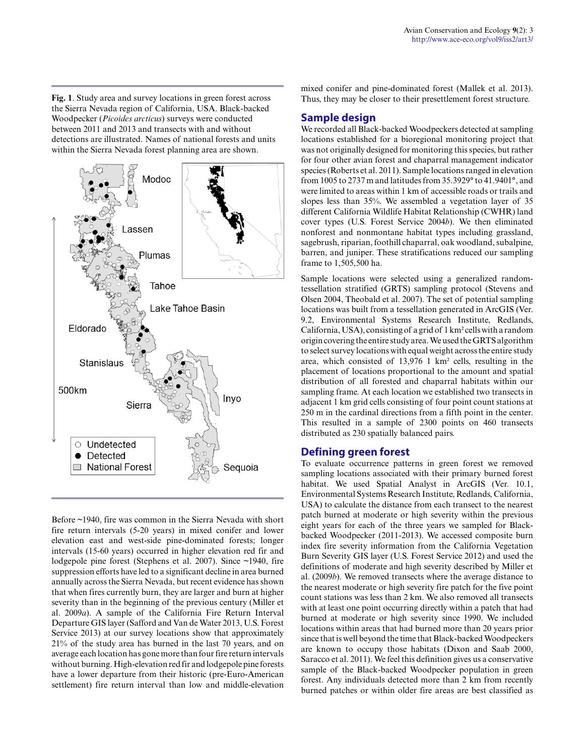**Fig. 1**. Study area and survey locations in green forest across the Sierra Nevada region of California, USA. Black-backed Woodpecker (*Picoides arcticus*) surveys were conducted between 2011 and 2013 and transects with and without detections are illustrated. Names of national forests and units within the Sierra Nevada forest planning area are shown.

Before ~1940, fire was common in the Sierra Nevada with short fire return intervals (5-20 years) in mixed conifer and lower elevation east and west-side pine-dominated forests; longer intervals (15-60 years) occurred in higher elevation red fir and lodgepole pine forest (Stephens et al. 2007). Since ~1940, fire suppression efforts have led to a significant decline in area burned annually across the Sierra Nevada, but recent evidence has shown that when fires currently burn, they are larger and burn at higher severity than in the beginning of the previous century (Miller et al. 2009*a*). A sample of the California Fire Return Interval Departure GIS layer (Safford and Van de Water 2013, U.S. Forest Service 2013) at our survey locations show that approximately 21% of the study area has burned in the last 70 years, and on average each location has gone more than four fire return intervals without burning. High-elevation red fir and lodgepole pine forests have a lower departure from their historic (pre-Euro-American settlement) fire return interval than low and middle-elevation mixed conifer and pine-dominated forest (Mallek et al. 2013). Thus, they may be closer to their presettlement forest structure.

## Sample design

We recorded all Black-backed Woodpeckers detected at sampling locations established for a bioregional monitoring project that was not originally designed for monitoring this species, but rather for four other avian forest and chaparral management indicator species (Roberts et al. 2011). Sample locations ranged in elevation from 1005 to 2737 m and latitudes from 35.3929° to 41.9401°, and were limited to areas within 1 km of accessible roads or trails and slopes less than 35%. We assembled a vegetation layer of 35 different California Wildlife Habitat Relationship (CWHR) land cover types (U.S. Forest Service 2004*b*). We then eliminated nonforest and nonmontane habitat types including grassland, sagebrush, riparian, foothill chaparral, oak woodland, subalpine, barren, and juniper. These stratifications reduced our sampling frame to 1,505,500 ha.

Sample locations were selected using a generalized random-tessellation stratified (GRTS) sampling protocol (Stevens and Olsen 2004, Theobald et al. 2007). The set of potential sampling locations was built from a tessellation generated in ArcGIS (Ver. 9.2, Environmental Systems Research Institute, Redlands, California, USA), consisting of a grid of 1 km² cells with a random origin covering the entire study area. We used the GRTS algorithm to select survey locations with equal weight across the entire study area, which consisted of 13,976 1 km² cells, resulting in the placement of locations proportional to the amount and spatial distribution of all forested and chaparral habitats within our sampling frame. At each location we established two transects in adjacent 1 km grid cells consisting of four point count stations at 250 m in the cardinal directions from a fifth point in the center. This resulted in a sample of 2300 points on 460 transects distributed as 230 spatially balanced pairs.

## Defining green forest

To evaluate occurrence patterns in green forest we removed sampling locations associated with their primary burned forest habitat. We used Spatial Analyst in ArcGIS (Ver. 10.1, Environmental Systems Research Institute, Redlands, California, USA) to calculate the distance from each transect to the nearest patch burned at moderate or high severity within the previous eight years for each of the three years we sampled for Black-backed Woodpecker (2011-2013). We accessed composite burn index fire severity information from the California Vegetation Burn Severity GIS layer (U.S. Forest Service 2012) and used the definitions of moderate and high severity described by Miller et al. (2009*b*). We removed transects where the average distance to the nearest moderate or high severity fire patch for the five point count stations was less than 2 km. We also removed all transects with at least one point occurring directly within a patch that had burned at moderate or high severity since 1990. We included locations within areas that had burned more than 20 years prior since that is well beyond the time that Black-backed Woodpeckers are known to occupy those habitats (Dixon and Saab 2000, Saracco et al. 2011). We feel this definition gives us a conservative sample of the Black-backed Woodpecker population in green forest. Any individuals detected more than 2 km from recently burned patches or within older fire areas are best classified as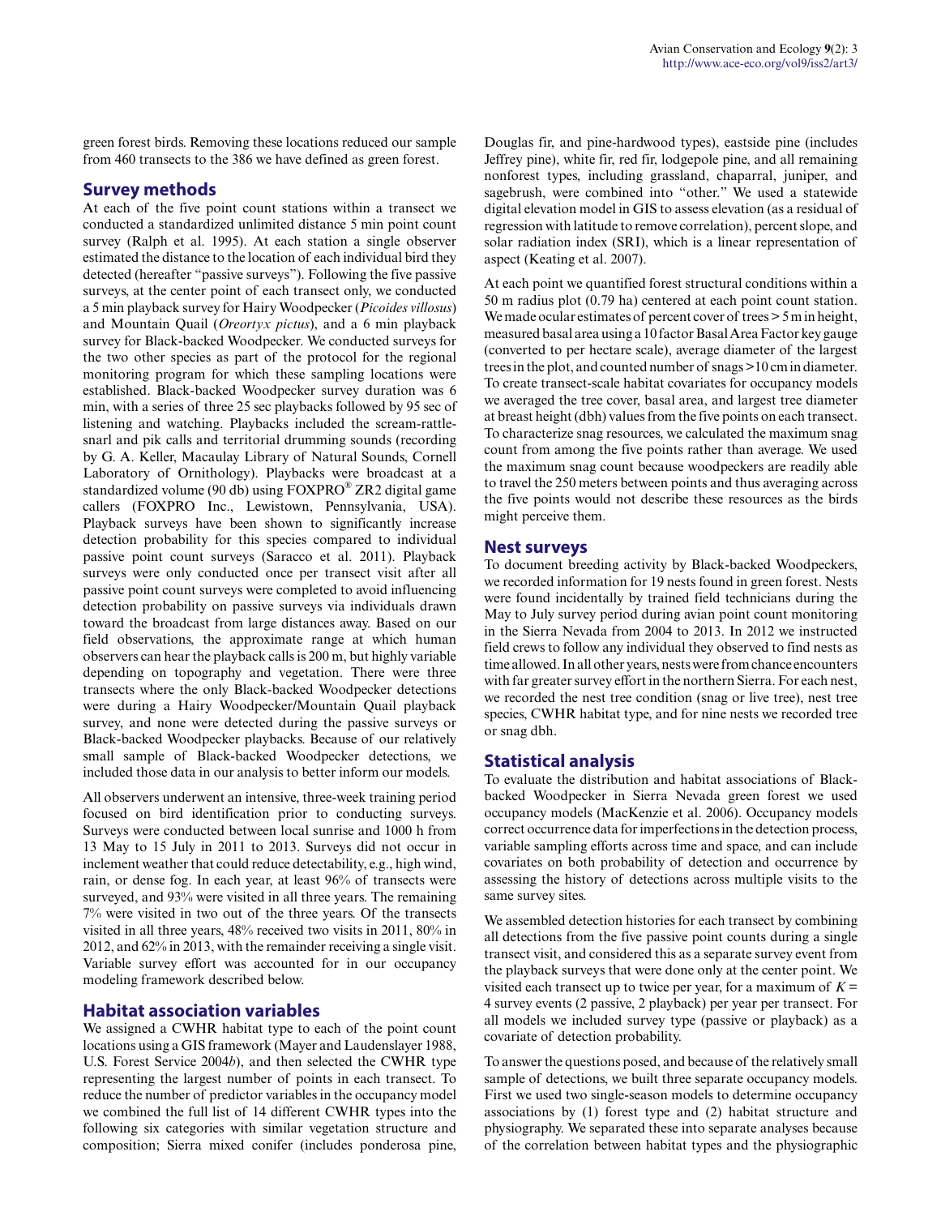green forest birds. Removing these locations reduced our sample from 460 transects to the 386 we have defined as green forest.

## Survey methods

At each of the five point count stations within a transect we conducted a standardized unlimited distance 5 min point count survey (Ralph et al. 1995). At each station a single observer estimated the distance to the location of each individual bird they detected (hereafter "passive surveys"). Following the five passive surveys, at the center point of each transect only, we conducted a 5 min playback survey for Hairy Woodpecker (*Picoides villosus*) and Mountain Quail (*Oreortyx pictus*), and a 6 min playback survey for Black-backed Woodpecker. We conducted surveys for the two other species as part of the protocol for the regional monitoring program for which these sampling locations were established. Black-backed Woodpecker survey duration was 6 min, with a series of three 25 sec playbacks followed by 95 sec of listening and watching. Playbacks included the scream-rattle-snarl and pik calls and territorial drumming sounds (recording by G. A. Keller, Macaulay Library of Natural Sounds, Cornell Laboratory of Ornithology). Playbacks were broadcast at a standardized volume (90 db) using FOXPRO® ZR2 digital game callers (FOXPRO Inc., Lewistown, Pennsylvania, USA). Playback surveys have been shown to significantly increase detection probability for this species compared to individual passive point count surveys (Saracco et al. 2011). Playback surveys were only conducted once per transect visit after all passive point count surveys were completed to avoid influencing detection probability on passive surveys via individuals drawn toward the broadcast from large distances away. Based on our field observations, the approximate range at which human observers can hear the playback calls is 200 m, but highly variable depending on topography and vegetation. There were three transects where the only Black-backed Woodpecker detections were during a Hairy Woodpecker/Mountain Quail playback survey, and none were detected during the passive surveys or Black-backed Woodpecker playbacks. Because of our relatively small sample of Black-backed Woodpecker detections, we included those data in our analysis to better inform our models.

All observers underwent an intensive, three-week training period focused on bird identification prior to conducting surveys. Surveys were conducted between local sunrise and 1000 h from 13 May to 15 July in 2011 to 2013. Surveys did not occur in inclement weather that could reduce detectability, e.g., high wind, rain, or dense fog. In each year, at least 96% of transects were surveyed, and 93% were visited in all three years. The remaining 7% were visited in two out of the three years. Of the transects visited in all three years, 48% received two visits in 2011, 80% in 2012, and 62% in 2013, with the remainder receiving a single visit. Variable survey effort was accounted for in our occupancy modeling framework described below.

## Habitat association variables

We assigned a CWHR habitat type to each of the point count locations using a GIS framework (Mayer and Laudenslayer 1988, U.S. Forest Service 2004*b*), and then selected the CWHR type representing the largest number of points in each transect. To reduce the number of predictor variables in the occupancy model we combined the full list of 14 different CWHR types into the following six categories with similar vegetation structure and composition; Sierra mixed conifer (includes ponderosa pine, Douglas fir, and pine-hardwood types), eastside pine (includes Jeffrey pine), white fir, red fir, lodgepole pine, and all remaining nonforest types, including grassland, chaparral, juniper, and sagebrush, were combined into "other." We used a statewide digital elevation model in GIS to assess elevation (as a residual of regression with latitude to remove correlation), percent slope, and solar radiation index (SRI), which is a linear representation of aspect (Keating et al. 2007).

At each point we quantified forest structural conditions within a 50 m radius plot (0.79 ha) centered at each point count station. We made ocular estimates of percent cover of trees > 5 m in height, measured basal area using a 10 factor Basal Area Factor key gauge (converted to per hectare scale), average diameter of the largest trees in the plot, and counted number of snags >10 cm in diameter. To create transect-scale habitat covariates for occupancy models we averaged the tree cover, basal area, and largest tree diameter at breast height (dbh) values from the five points on each transect. To characterize snag resources, we calculated the maximum snag count from among the five points rather than average. We used the maximum snag count because woodpeckers are readily able to travel the 250 meters between points and thus averaging across the five points would not describe these resources as the birds might perceive them.

## Nest surveys

To document breeding activity by Black-backed Woodpeckers, we recorded information for 19 nests found in green forest. Nests were found incidentally by trained field technicians during the May to July survey period during avian point count monitoring in the Sierra Nevada from 2004 to 2013. In 2012 we instructed field crews to follow any individual they observed to find nests as time allowed. In all other years, nests were from chance encounters with far greater survey effort in the northern Sierra. For each nest, we recorded the nest tree condition (snag or live tree), nest tree species, CWHR habitat type, and for nine nests we recorded tree or snag dbh.

## Statistical analysis

To evaluate the distribution and habitat associations of Black-backed Woodpecker in Sierra Nevada green forest we used occupancy models (MacKenzie et al. 2006). Occupancy models correct occurrence data for imperfections in the detection process, variable sampling efforts across time and space, and can include covariates on both probability of detection and occurrence by assessing the history of detections across multiple visits to the same survey sites.

We assembled detection histories for each transect by combining all detections from the five passive point counts during a single transect visit, and considered this as a separate survey event from the playback surveys that were done only at the center point. We visited each transect up to twice per year, for a maximum of $K = 4$ survey events (2 passive, 2 playback) per year per transect. For all models we included survey type (passive or playback) as a covariate of detection probability.

To answer the questions posed, and because of the relatively small sample of detections, we built three separate occupancy models. First we used two single-season models to determine occupancy associations by (1) forest type and (2) habitat structure and physiography. We separated these into separate analyses because of the correlation between habitat types and the physiographic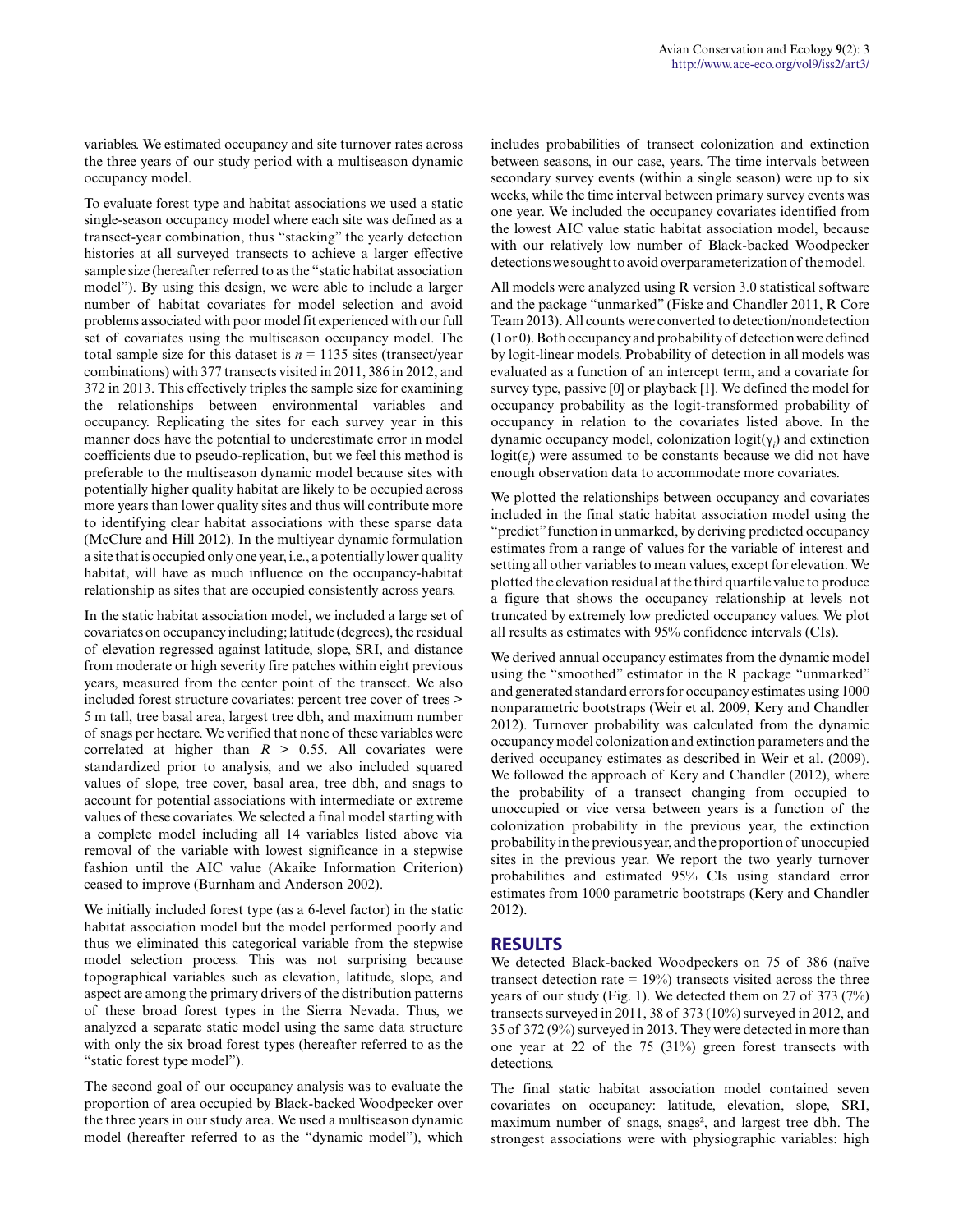variables. We estimated occupancy and site turnover rates across the three years of our study period with a multiseason dynamic occupancy model.

To evaluate forest type and habitat associations we used a static single-season occupancy model where each site was defined as a transect-year combination, thus "stacking" the yearly detection histories at all surveyed transects to achieve a larger effective sample size (hereafter referred to as the "static habitat association model"). By using this design, we were able to include a larger number of habitat covariates for model selection and avoid problems associated with poor model fit experienced with our full set of covariates using the multiseason occupancy model. The total sample size for this dataset is $n = 1135$ sites (transect/year combinations) with 377 transects visited in 2011, 386 in 2012, and 372 in 2013. This effectively triples the sample size for examining the relationships between environmental variables and occupancy. Replicating the sites for each survey year in this manner does have the potential to underestimate error in model coefficients due to pseudo-replication, but we feel this method is preferable to the multiseason dynamic model because sites with potentially higher quality habitat are likely to be occupied across more years than lower quality sites and thus will contribute more to identifying clear habitat associations with these sparse data (McClure and Hill 2012). In the multiyear dynamic formulation a site that is occupied only one year, i.e., a potentially lower quality habitat, will have as much influence on the occupancy-habitat relationship as sites that are occupied consistently across years.

In the static habitat association model, we included a large set of covariates on occupancy including; latitude (degrees), the residual of elevation regressed against latitude, slope, SRI, and distance from moderate or high severity fire patches within eight previous years, measured from the center point of the transect. We also included forest structure covariates: percent tree cover of trees > 5 m tall, tree basal area, largest tree dbh, and maximum number of snags per hectare. We verified that none of these variables were correlated at higher than $R > 0.55$. All covariates were standardized prior to analysis, and we also included squared values of slope, tree cover, basal area, tree dbh, and snags to account for potential associations with intermediate or extreme values of these covariates. We selected a final model starting with a complete model including all 14 variables listed above via removal of the variable with lowest significance in a stepwise fashion until the AIC value (Akaike Information Criterion) ceased to improve (Burnham and Anderson 2002).

We initially included forest type (as a 6-level factor) in the static habitat association model but the model performed poorly and thus we eliminated this categorical variable from the stepwise model selection process. This was not surprising because topographical variables such as elevation, latitude, slope, and aspect are among the primary drivers of the distribution patterns of these broad forest types in the Sierra Nevada. Thus, we analyzed a separate static model using the same data structure with only the six broad forest types (hereafter referred to as the "static forest type model").

The second goal of our occupancy analysis was to evaluate the proportion of area occupied by Black-backed Woodpecker over the three years in our study area. We used a multiseason dynamic model (hereafter referred to as the "dynamic model"), which includes probabilities of transect colonization and extinction between seasons, in our case, years. The time intervals between secondary survey events (within a single season) were up to six weeks, while the time interval between primary survey events was one year. We included the occupancy covariates identified from the lowest AIC value static habitat association model, because with our relatively low number of Black-backed Woodpecker detections we sought to avoid overparameterization of the model.

All models were analyzed using R version 3.0 statistical software and the package "unmarked" (Fiske and Chandler 2011, R Core Team 2013). All counts were converted to detection/nondetection (1 or 0). Both occupancy and probability of detection were defined by logit-linear models. Probability of detection in all models was evaluated as a function of an intercept term, and a covariate for survey type, passive [0] or playback [1]. We defined the model for occupancy probability as the logit-transformed probability of occupancy in relation to the covariates listed above. In the dynamic occupancy model, colonization logit($\gamma_i$) and extinction logit($\varepsilon_i$) were assumed to be constants because we did not have enough observation data to accommodate more covariates.

We plotted the relationships between occupancy and covariates included in the final static habitat association model using the "predict" function in unmarked, by deriving predicted occupancy estimates from a range of values for the variable of interest and setting all other variables to mean values, except for elevation. We plotted the elevation residual at the third quartile value to produce a figure that shows the occupancy relationship at levels not truncated by extremely low predicted occupancy values. We plot all results as estimates with 95% confidence intervals (CIs).

We derived annual occupancy estimates from the dynamic model using the "smoothed" estimator in the R package "unmarked" and generated standard errors for occupancy estimates using 1000 nonparametric bootstraps (Weir et al. 2009, Kery and Chandler 2012). Turnover probability was calculated from the dynamic occupancy model colonization and extinction parameters and the derived occupancy estimates as described in Weir et al. (2009). We followed the approach of Kery and Chandler (2012), where the probability of a transect changing from occupied to unoccupied or vice versa between years is a function of the colonization probability in the previous year, the extinction probability in the previous year, and the proportion of unoccupied sites in the previous year. We report the two yearly turnover probabilities and estimated 95% CIs using standard error estimates from 1000 parametric bootstraps (Kery and Chandler 2012).

## RESULTS

We detected Black-backed Woodpeckers on 75 of 386 (naïve transect detection rate = 19%) transects visited across the three years of our study (Fig. 1). We detected them on 27 of 373 (7%) transects surveyed in 2011, 38 of 373 (10%) surveyed in 2012, and 35 of 372 (9%) surveyed in 2013. They were detected in more than one year at 22 of the 75 (31%) green forest transects with detections.

The final static habitat association model contained seven covariates on occupancy: latitude, elevation, slope, SRI, maximum number of snags, snags², and largest tree dbh. The strongest associations were with physiographic variables: high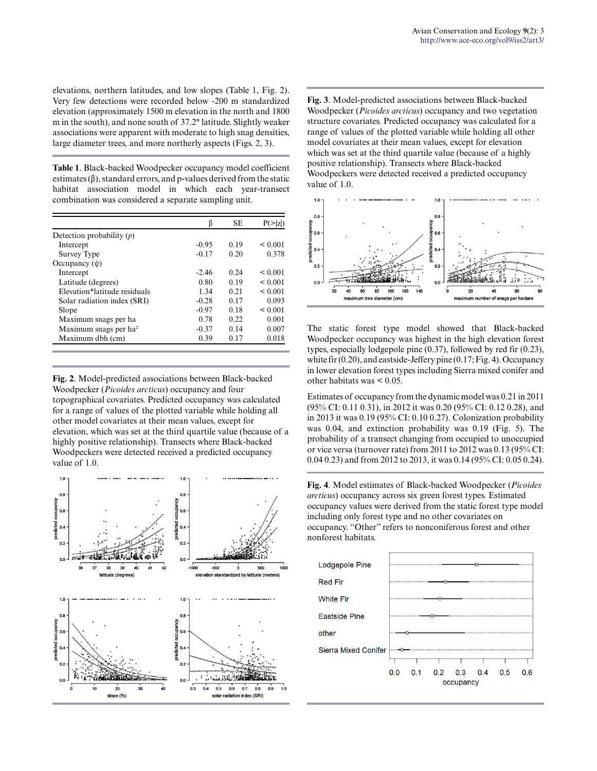elevations, northern latitudes, and low slopes (Table 1, Fig. 2). Very few detections were recorded below -200 m standardized elevation (approximately 1500 m elevation in the north and 1800 m in the south), and none south of 37.2° latitude. Slightly weaker associations were apparent with moderate to high snag densities, large diameter trees, and more northerly aspects (Figs. 2, 3).

**Table 1**. Black-backed Woodpecker occupancy model coefficient estimates (β), standard errors, and p-values derived from the static habitat association model in which each year-transect combination was considered a separate sampling unit.

| | β | SE | P(>\|z\|) |
|---|---|---|---|
| Detection probability ($p$) | | | |
| Intercept | -0.95 | 0.19 | < 0.001 |
| Survey Type | -0.17 | 0.20 | 0.378 |
| Occupancy (ψ) | | | |
| Intercept | -2.46 | 0.24 | < 0.001 |
| Latitude (degrees) | 0.80 | 0.19 | < 0.001 |
| Elevation*latitude residuals | 1.34 | 0.21 | < 0.001 |
| Solar radiation index (SRI) | -0.28 | 0.17 | 0.093 |
| Slope | -0.97 | 0.18 | < 0.001 |
| Maximum snags per ha | 0.78 | 0.22 | 0.001 |
| Maximum snags per ha² | -0.37 | 0.14 | 0.007 |
| Maximum dbh (cm) | 0.39 | 0.17 | 0.018 |

**Fig. 2**. Model-predicted associations between Black-backed Woodpecker (*Picoides arcticus*) occupancy and four topographical covariates. Predicted occupancy was calculated for a range of values of the plotted variable while holding all other model covariates at their mean values, except for elevation, which was set at the third quartile value (because of a highly positive relationship). Transects where Black-backed Woodpeckers were detected received a predicted occupancy value of 1.0.

**Fig. 3**. Model-predicted associations between Black-backed Woodpecker (*Picoides arcticus*) occupancy and two vegetation structure covariates. Predicted occupancy was calculated for a range of values of the plotted variable while holding all other model covariates at their mean values, except for elevation which was set at the third quartile value (because of a highly positive relationship). Transects where Black-backed Woodpeckers were detected received a predicted occupancy value of 1.0.

The static forest type model showed that Black-backed Woodpecker occupancy was highest in the high elevation forest types, especially lodgepole pine (0.37), followed by red fir (0.23), white fir (0.20), and eastside-Jeffery pine (0.17; Fig. 4). Occupancy in lower elevation forest types including Sierra mixed conifer and other habitats was < 0.05.

Estimates of occupancy from the dynamic model was 0.21 in 2011 (95% CI: 0.11 0.31), in 2012 it was 0.20 (95% CI: 0.12 0.28), and in 2013 it was 0.19 (95% CI: 0.10 0.27). Colonization probability was 0.04, and extinction probability was 0.19 (Fig. 5). The probability of a transect changing from occupied to unoccupied or vice versa (turnover rate) from 2011 to 2012 was 0.13 (95% CI: 0.04 0.23) and from 2012 to 2013, it was 0.14 (95% CI: 0.05 0.24).

**Fig. 4**. Model estimates of Black-backed Woodpecker (*Picoides arcticus*) occupancy across six green forest types. Estimated occupancy values were derived from the static forest type model including only forest type and no other covariates on occupancy. “Other” refers to nonconiferous forest and other nonforest habitats.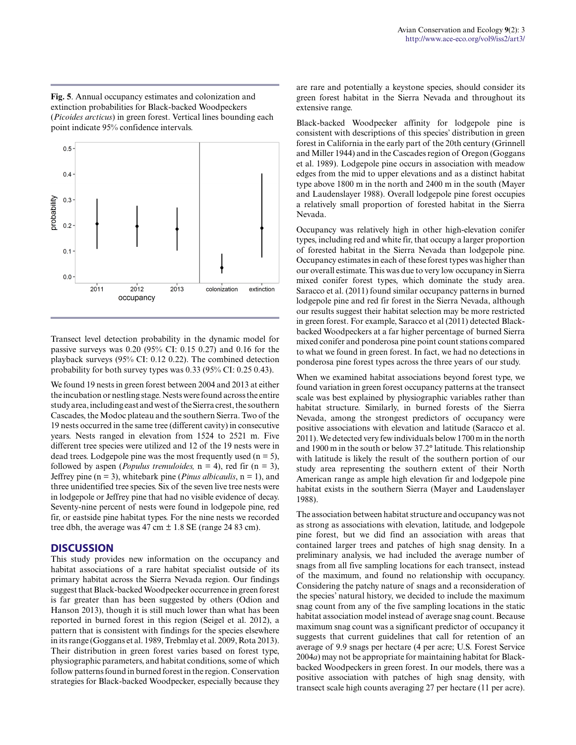**Fig. 5**. Annual occupancy estimates and colonization and extinction probabilities for Black-backed Woodpeckers (*Picoides arcticus*) in green forest. Vertical lines bounding each point indicate 95% confidence intervals.

Transect level detection probability in the dynamic model for passive surveys was 0.20 (95% CI: 0.15 0.27) and 0.16 for the playback surveys (95% CI: 0.12 0.22). The combined detection probability for both survey types was 0.33 (95% CI: 0.25 0.43).

We found 19 nests in green forest between 2004 and 2013 at either the incubation or nestling stage. Nests were found across the entire study area, including east and west of the Sierra crest, the southern Cascades, the Modoc plateau and the southern Sierra. Two of the 19 nests occurred in the same tree (different cavity) in consecutive years. Nests ranged in elevation from 1524 to 2521 m. Five different tree species were utilized and 12 of the 19 nests were in dead trees. Lodgepole pine was the most frequently used (n = 5), followed by aspen (*Populus tremuloides,* n = 4), red fir (n = 3), Jeffrey pine (n = 3), whitebark pine (*Pinus albicaulis*, n = 1), and three unidentified tree species. Six of the seven live tree nests were in lodgepole or Jeffrey pine that had no visible evidence of decay. Seventy-nine percent of nests were found in lodgepole pine, red fir, or eastside pine habitat types. For the nine nests we recorded tree dbh, the average was 47 cm ± 1.8 SE (range 24 83 cm).

## DISCUSSION

This study provides new information on the occupancy and habitat associations of a rare habitat specialist outside of its primary habitat across the Sierra Nevada region. Our findings suggest that Black-backed Woodpecker occurrence in green forest is far greater than has been suggested by others (Odion and Hanson 2013), though it is still much lower than what has been reported in burned forest in this region (Seigel et al. 2012), a pattern that is consistent with findings for the species elsewhere in its range (Goggans et al. 1989, Trebmlay et al. 2009, Rota 2013). Their distribution in green forest varies based on forest type, physiographic parameters, and habitat conditions, some of which follow patterns found in burned forest in the region. Conservation strategies for Black-backed Woodpecker, especially because they are rare and potentially a keystone species, should consider its green forest habitat in the Sierra Nevada and throughout its extensive range.

Black-backed Woodpecker affinity for lodgepole pine is consistent with descriptions of this species' distribution in green forest in California in the early part of the 20th century (Grinnell and Miller 1944) and in the Cascades region of Oregon (Goggans et al. 1989). Lodgepole pine occurs in association with meadow edges from the mid to upper elevations and as a distinct habitat type above 1800 m in the north and 2400 m in the south (Mayer and Laudenslayer 1988). Overall lodgepole pine forest occupies a relatively small proportion of forested habitat in the Sierra Nevada.

Occupancy was relatively high in other high-elevation conifer types, including red and white fir, that occupy a larger proportion of forested habitat in the Sierra Nevada than lodgepole pine. Occupancy estimates in each of these forest types was higher than our overall estimate. This was due to very low occupancy in Sierra mixed conifer forest types, which dominate the study area. Saracco et al. (2011) found similar occupancy patterns in burned lodgepole pine and red fir forest in the Sierra Nevada, although our results suggest their habitat selection may be more restricted in green forest. For example, Saracco et al (2011) detected Black-backed Woodpeckers at a far higher percentage of burned Sierra mixed conifer and ponderosa pine point count stations compared to what we found in green forest. In fact, we had no detections in ponderosa pine forest types across the three years of our study.

When we examined habitat associations beyond forest type, we found variation in green forest occupancy patterns at the transect scale was best explained by physiographic variables rather than habitat structure. Similarly, in burned forests of the Sierra Nevada, among the strongest predictors of occupancy were positive associations with elevation and latitude (Saracco et al. 2011). We detected very few individuals below 1700 m in the north and 1900 m in the south or below 37.2° latitude. This relationship with latitude is likely the result of the southern portion of our study area representing the southern extent of their North American range as ample high elevation fir and lodgepole pine habitat exists in the southern Sierra (Mayer and Laudenslayer 1988).

The association between habitat structure and occupancy was not as strong as associations with elevation, latitude, and lodgepole pine forest, but we did find an association with areas that contained larger trees and patches of high snag density. In a preliminary analysis, we had included the average number of snags from all five sampling locations for each transect, instead of the maximum, and found no relationship with occupancy. Considering the patchy nature of snags and a reconsideration of the species' natural history, we decided to include the maximum snag count from any of the five sampling locations in the static habitat association model instead of average snag count. Because maximum snag count was a significant predictor of occupancy it suggests that current guidelines that call for retention of an average of 9.9 snags per hectare (4 per acre; U.S. Forest Service 2004*a*) may not be appropriate for maintaining habitat for Black-backed Woodpeckers in green forest. In our models, there was a positive association with patches of high snag density, with transect scale high counts averaging 27 per hectare (11 per acre).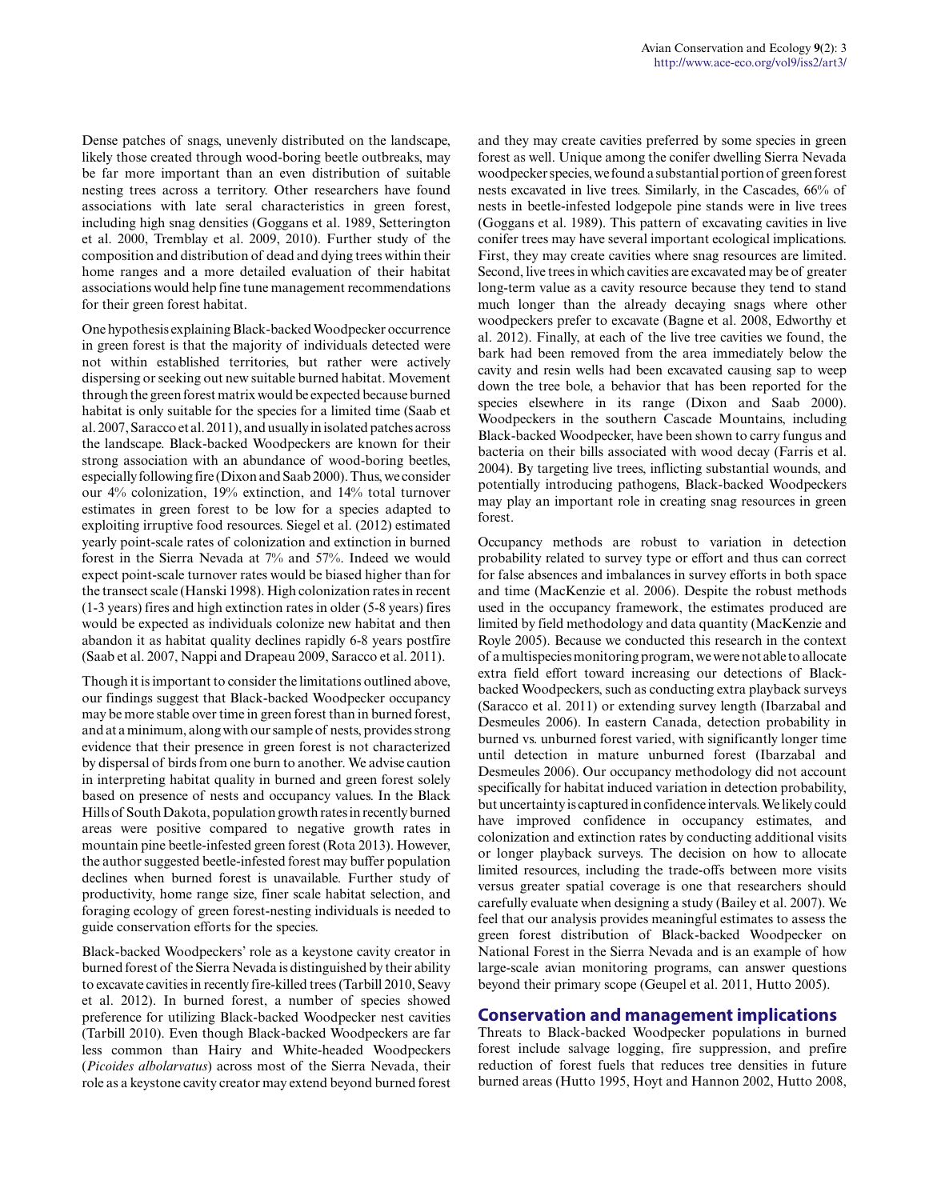Dense patches of snags, unevenly distributed on the landscape, likely those created through wood-boring beetle outbreaks, may be far more important than an even distribution of suitable nesting trees across a territory. Other researchers have found associations with late seral characteristics in green forest, including high snag densities (Goggans et al. 1989, Setterington et al. 2000, Tremblay et al. 2009, 2010). Further study of the composition and distribution of dead and dying trees within their home ranges and a more detailed evaluation of their habitat associations would help fine tune management recommendations for their green forest habitat.

One hypothesis explaining Black-backed Woodpecker occurrence in green forest is that the majority of individuals detected were not within established territories, but rather were actively dispersing or seeking out new suitable burned habitat. Movement through the green forest matrix would be expected because burned habitat is only suitable for the species for a limited time (Saab et al. 2007, Saracco et al. 2011), and usually in isolated patches across the landscape. Black-backed Woodpeckers are known for their strong association with an abundance of wood-boring beetles, especially following fire (Dixon and Saab 2000). Thus, we consider our 4% colonization, 19% extinction, and 14% total turnover estimates in green forest to be low for a species adapted to exploiting irruptive food resources. Siegel et al. (2012) estimated yearly point-scale rates of colonization and extinction in burned forest in the Sierra Nevada at 7% and 57%. Indeed we would expect point-scale turnover rates would be biased higher than for the transect scale (Hanski 1998). High colonization rates in recent (1-3 years) fires and high extinction rates in older (5-8 years) fires would be expected as individuals colonize new habitat and then abandon it as habitat quality declines rapidly 6-8 years postfire (Saab et al. 2007, Nappi and Drapeau 2009, Saracco et al. 2011).

Though it is important to consider the limitations outlined above, our findings suggest that Black-backed Woodpecker occupancy may be more stable over time in green forest than in burned forest, and at a minimum, along with our sample of nests, provides strong evidence that their presence in green forest is not characterized by dispersal of birds from one burn to another. We advise caution in interpreting habitat quality in burned and green forest solely based on presence of nests and occupancy values. In the Black Hills of South Dakota, population growth rates in recently burned areas were positive compared to negative growth rates in mountain pine beetle-infested green forest (Rota 2013). However, the author suggested beetle-infested forest may buffer population declines when burned forest is unavailable. Further study of productivity, home range size, finer scale habitat selection, and foraging ecology of green forest-nesting individuals is needed to guide conservation efforts for the species.

Black-backed Woodpeckers' role as a keystone cavity creator in burned forest of the Sierra Nevada is distinguished by their ability to excavate cavities in recently fire-killed trees (Tarbill 2010, Seavy et al. 2012). In burned forest, a number of species showed preference for utilizing Black-backed Woodpecker nest cavities (Tarbill 2010). Even though Black-backed Woodpeckers are far less common than Hairy and White-headed Woodpeckers (*Picoides albolarvatus*) across most of the Sierra Nevada, their role as a keystone cavity creator may extend beyond burned forest and they may create cavities preferred by some species in green forest as well. Unique among the conifer dwelling Sierra Nevada woodpecker species, we found a substantial portion of green forest nests excavated in live trees. Similarly, in the Cascades, 66% of nests in beetle-infested lodgepole pine stands were in live trees (Goggans et al. 1989). This pattern of excavating cavities in live conifer trees may have several important ecological implications. First, they may create cavities where snag resources are limited. Second, live trees in which cavities are excavated may be of greater long-term value as a cavity resource because they tend to stand much longer than the already decaying snags where other woodpeckers prefer to excavate (Bagne et al. 2008, Edworthy et al. 2012). Finally, at each of the live tree cavities we found, the bark had been removed from the area immediately below the cavity and resin wells had been excavated causing sap to weep down the tree bole, a behavior that has been reported for the species elsewhere in its range (Dixon and Saab 2000). Woodpeckers in the southern Cascade Mountains, including Black-backed Woodpecker, have been shown to carry fungus and bacteria on their bills associated with wood decay (Farris et al. 2004). By targeting live trees, inflicting substantial wounds, and potentially introducing pathogens, Black-backed Woodpeckers may play an important role in creating snag resources in green forest.

Occupancy methods are robust to variation in detection probability related to survey type or effort and thus can correct for false absences and imbalances in survey efforts in both space and time (MacKenzie et al. 2006). Despite the robust methods used in the occupancy framework, the estimates produced are limited by field methodology and data quantity (MacKenzie and Royle 2005). Because we conducted this research in the context of a multispecies monitoring program, we were not able to allocate extra field effort toward increasing our detections of Black-backed Woodpeckers, such as conducting extra playback surveys (Saracco et al. 2011) or extending survey length (Ibarzabal and Desmeules 2006). In eastern Canada, detection probability in burned vs. unburned forest varied, with significantly longer time until detection in mature unburned forest (Ibarzabal and Desmeules 2006). Our occupancy methodology did not account specifically for habitat induced variation in detection probability, but uncertainty is captured in confidence intervals. We likely could have improved confidence in occupancy estimates, and colonization and extinction rates by conducting additional visits or longer playback surveys. The decision on how to allocate limited resources, including the trade-offs between more visits versus greater spatial coverage is one that researchers should carefully evaluate when designing a study (Bailey et al. 2007). We feel that our analysis provides meaningful estimates to assess the green forest distribution of Black-backed Woodpecker on National Forest in the Sierra Nevada and is an example of how large-scale avian monitoring programs, can answer questions beyond their primary scope (Geupel et al. 2011, Hutto 2005).

## Conservation and management implications

Threats to Black-backed Woodpecker populations in burned forest include salvage logging, fire suppression, and prefire reduction of forest fuels that reduces tree densities in future burned areas (Hutto 1995, Hoyt and Hannon 2002, Hutto 2008,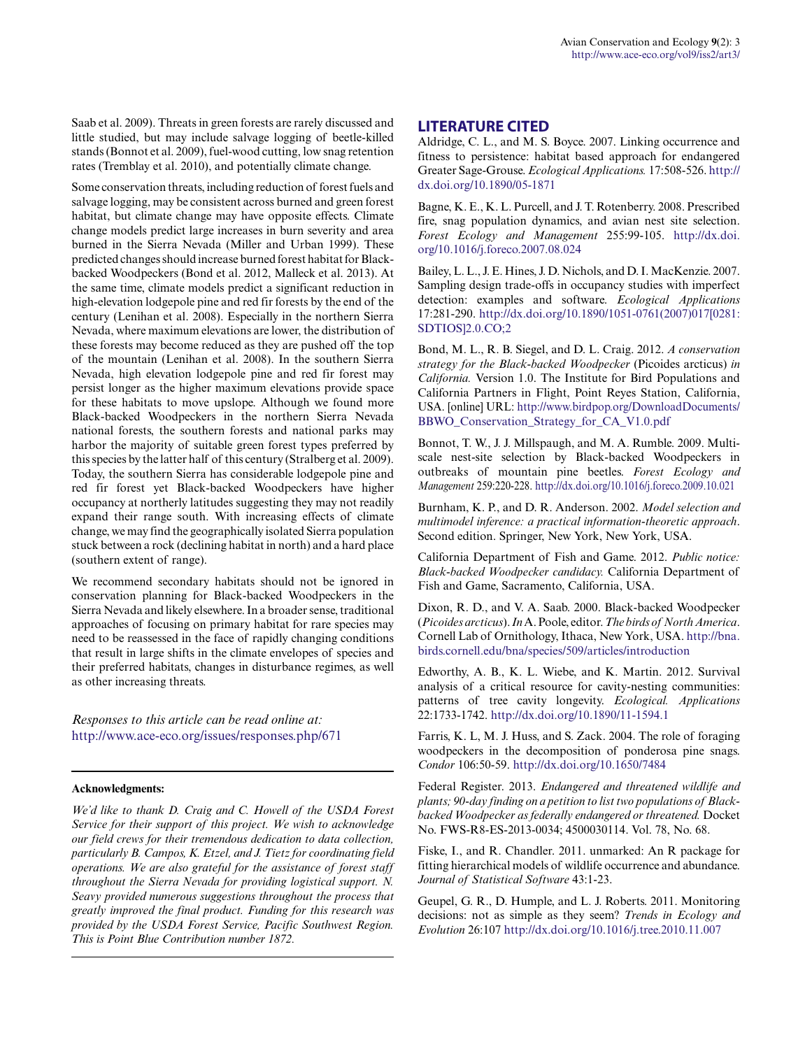Saab et al. 2009). Threats in green forests are rarely discussed and little studied, but may include salvage logging of beetle-killed stands (Bonnot et al. 2009), fuel-wood cutting, low snag retention rates (Tremblay et al. 2010), and potentially climate change.

Some conservation threats, including reduction of forest fuels and salvage logging, may be consistent across burned and green forest habitat, but climate change may have opposite effects. Climate change models predict large increases in burn severity and area burned in the Sierra Nevada (Miller and Urban 1999). These predicted changes should increase burned forest habitat for Black-backed Woodpeckers (Bond et al. 2012, Malleck et al. 2013). At the same time, climate models predict a significant reduction in high-elevation lodgepole pine and red fir forests by the end of the century (Lenihan et al. 2008). Especially in the northern Sierra Nevada, where maximum elevations are lower, the distribution of these forests may become reduced as they are pushed off the top of the mountain (Lenihan et al. 2008). In the southern Sierra Nevada, high elevation lodgepole pine and red fir forest may persist longer as the higher maximum elevations provide space for these habitats to move upslope. Although we found more Black-backed Woodpeckers in the northern Sierra Nevada national forests, the southern forests and national parks may harbor the majority of suitable green forest types preferred by this species by the latter half of this century (Stralberg et al. 2009). Today, the southern Sierra has considerable lodgepole pine and red fir forest yet Black-backed Woodpeckers have higher occupancy at northerly latitudes suggesting they may not readily expand their range south. With increasing effects of climate change, we may find the geographically isolated Sierra population stuck between a rock (declining habitat in north) and a hard place (southern extent of range).

We recommend secondary habitats should not be ignored in conservation planning for Black-backed Woodpeckers in the Sierra Nevada and likely elsewhere. In a broader sense, traditional approaches of focusing on primary habitat for rare species may need to be reassessed in the face of rapidly changing conditions that result in large shifts in the climate envelopes of species and their preferred habitats, changes in disturbance regimes, as well as other increasing threats.

*Responses to this article can be read online at:*
http://www.ace-eco.org/issues/responses.php/671

**Acknowledgments:**

*We'd like to thank D. Craig and C. Howell of the USDA Forest Service for their support of this project. We wish to acknowledge our field crews for their tremendous dedication to data collection, particularly B. Campos, K. Etzel, and J. Tietz for coordinating field operations. We are also grateful for the assistance of forest staff throughout the Sierra Nevada for providing logistical support. N. Seavy provided numerous suggestions throughout the process that greatly improved the final product. Funding for this research was provided by the USDA Forest Service, Pacific Southwest Region. This is Point Blue Contribution number 1872.*

## LITERATURE CITED

Aldridge, C. L., and M. S. Boyce. 2007. Linking occurrence and fitness to persistence: habitat based approach for endangered Greater Sage-Grouse. *Ecological Applications.* 17:508-526. http://dx.doi.org/10.1890/05-1871

Bagne, K. E., K. L. Purcell, and J. T. Rotenberry. 2008. Prescribed fire, snag population dynamics, and avian nest site selection. *Forest Ecology and Management* 255:99-105. http://dx.doi.org/10.1016/j.foreco.2007.08.024

Bailey, L. L., J. E. Hines, J. D. Nichols, and D. I. MacKenzie. 2007. Sampling design trade-offs in occupancy studies with imperfect detection: examples and software. *Ecological Applications* 17:281-290. http://dx.doi.org/10.1890/1051-0761(2007)017[0281:SDTIOS]2.0.CO;2

Bond, M. L., R. B. Siegel, and D. L. Craig. 2012. *A conservation strategy for the Black-backed Woodpecker* (Picoides arcticus) *in California.* Version 1.0. The Institute for Bird Populations and California Partners in Flight, Point Reyes Station, California, USA. [online] URL: http://www.birdpop.org/DownloadDocuments/BBWO_Conservation_Strategy_for_CA_V1.0.pdf

Bonnot, T. W., J. J. Millspaugh, and M. A. Rumble. 2009. Multi-scale nest-site selection by Black-backed Woodpeckers in outbreaks of mountain pine beetles. *Forest Ecology and Management* 259:220-228. http://dx.doi.org/10.1016/j.foreco.2009.10.021

Burnham, K. P., and D. R. Anderson. 2002. *Model selection and multimodel inference: a practical information-theoretic approach*. Second edition. Springer, New York, New York, USA.

California Department of Fish and Game. 2012. *Public notice: Black-backed Woodpecker candidacy.* California Department of Fish and Game, Sacramento, California, USA.

Dixon, R. D., and V. A. Saab. 2000. Black-backed Woodpecker (*Picoides arcticus*). *In* A. Poole, editor. *The birds of North America*. Cornell Lab of Ornithology, Ithaca, New York, USA. http://bna.birds.cornell.edu/bna/species/509/articles/introduction

Edworthy, A. B., K. L. Wiebe, and K. Martin. 2012. Survival analysis of a critical resource for cavity-nesting communities: patterns of tree cavity longevity. *Ecological. Applications* 22:1733-1742. http://dx.doi.org/10.1890/11-1594.1

Farris, K. L, M. J. Huss, and S. Zack. 2004. The role of foraging woodpeckers in the decomposition of ponderosa pine snags. *Condor* 106:50-59. http://dx.doi.org/10.1650/7484

Federal Register. 2013. *Endangered and threatened wildlife and plants; 90-day finding on a petition to list two populations of Black-backed Woodpecker as federally endangered or threatened.* Docket No. FWS-R8-ES-2013-0034; 4500030114. Vol. 78, No. 68.

Fiske, I., and R. Chandler. 2011. unmarked: An R package for fitting hierarchical models of wildlife occurrence and abundance. *Journal of Statistical Software* 43:1-23.

Geupel, G. R., D. Humple, and L. J. Roberts. 2011. Monitoring decisions: not as simple as they seem? *Trends in Ecology and Evolution* 26:107 http://dx.doi.org/10.1016/j.tree.2010.11.007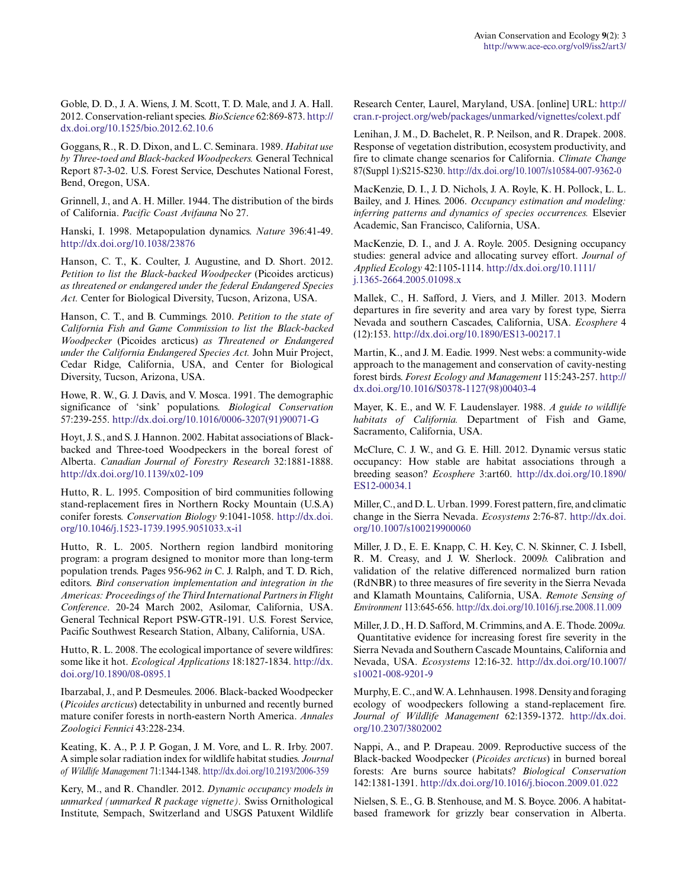Goble, D. D., J. A. Wiens, J. M. Scott, T. D. Male, and J. A. Hall. 2012. Conservation-reliant species. *BioScience* 62:869-873. http://dx.doi.org/10.1525/bio.2012.62.10.6

Goggans, R., R. D. Dixon, and L. C. Seminara. 1989. *Habitat use by Three-toed and Black-backed Woodpeckers.* General Technical Report 87-3-02. U.S. Forest Service, Deschutes National Forest, Bend, Oregon, USA.

Grinnell, J., and A. H. Miller. 1944. The distribution of the birds of California. *Pacific Coast Avifauna* No 27.

Hanski, I. 1998. Metapopulation dynamics. *Nature* 396:41-49. http://dx.doi.org/10.1038/23876

Hanson, C. T., K. Coulter, J. Augustine, and D. Short. 2012. *Petition to list the Black-backed Woodpecker* (Picoides arcticus) *as threatened or endangered under the federal Endangered Species Act.* Center for Biological Diversity, Tucson, Arizona, USA.

Hanson, C. T., and B. Cummings. 2010. *Petition to the state of California Fish and Game Commission to list the Black-backed Woodpecker* (Picoides arcticus) *as Threatened or Endangered under the California Endangered Species Act.* John Muir Project, Cedar Ridge, California, USA, and Center for Biological Diversity, Tucson, Arizona, USA.

Howe, R. W., G. J. Davis, and V. Mosca. 1991. The demographic significance of 'sink' populations. *Biological Conservation* 57:239-255. http://dx.doi.org/10.1016/0006-3207(91)90071-G

Hoyt, J. S., and S. J. Hannon. 2002. Habitat associations of Black-backed and Three-toed Woodpeckers in the boreal forest of Alberta. *Canadian Journal of Forestry Research* 32:1881-1888. http://dx.doi.org/10.1139/x02-109

Hutto, R. L. 1995. Composition of bird communities following stand-replacement fires in Northern Rocky Mountain (U.S.A) conifer forests. *Conservation Biology* 9:1041-1058. http://dx.doi.org/10.1046/j.1523-1739.1995.9051033.x-i1

Hutto, R. L. 2005. Northern region landbird monitoring program: a program designed to monitor more than long-term population trends. Pages 956-962 *in* C. J. Ralph, and T. D. Rich, editors. *Bird conservation implementation and integration in the Americas: Proceedings of the Third International Partners in Flight Conference*. 20-24 March 2002, Asilomar, California, USA. General Technical Report PSW-GTR-191. U.S. Forest Service, Pacific Southwest Research Station, Albany, California, USA.

Hutto, R. L. 2008. The ecological importance of severe wildfires: some like it hot. *Ecological Applications* 18:1827-1834. http://dx.doi.org/10.1890/08-0895.1

Ibarzabal, J., and P. Desmeules. 2006. Black-backed Woodpecker (*Picoides arcticus*) detectability in unburned and recently burned mature conifer forests in north-eastern North America. *Annales Zoologici Fennici* 43:228-234.

Keating, K. A., P. J. P. Gogan, J. M. Vore, and L. R. Irby. 2007. A simple solar radiation index for wildlife habitat studies. *Journal of Wildlife Management* 71:1344-1348. http://dx.doi.org/10.2193/2006-359

Kery, M., and R. Chandler. 2012. *Dynamic occupancy models in unmarked (unmarked R package vignette).* Swiss Ornithological Institute, Sempach, Switzerland and USGS Patuxent Wildlife Research Center, Laurel, Maryland, USA. [online] URL: http://cran.r-project.org/web/packages/unmarked/vignettes/colext.pdf

Lenihan, J. M., D. Bachelet, R. P. Neilson, and R. Drapek. 2008. Response of vegetation distribution, ecosystem productivity, and fire to climate change scenarios for California. *Climate Change* 87(Suppl 1):S215-S230. http://dx.doi.org/10.1007/s10584-007-9362-0

MacKenzie, D. I., J. D. Nichols, J. A. Royle, K. H. Pollock, L. L. Bailey, and J. Hines. 2006. *Occupancy estimation and modeling: inferring patterns and dynamics of species occurrences.* Elsevier Academic, San Francisco, California, USA.

MacKenzie, D. I., and J. A. Royle. 2005. Designing occupancy studies: general advice and allocating survey effort. *Journal of Applied Ecology* 42:1105-1114. http://dx.doi.org/10.1111/j.1365-2664.2005.01098.x

Mallek, C., H. Safford, J. Viers, and J. Miller. 2013. Modern departures in fire severity and area vary by forest type, Sierra Nevada and southern Cascades, California, USA. *Ecosphere* 4 (12):153. http://dx.doi.org/10.1890/ES13-00217.1

Martin, K., and J. M. Eadie. 1999. Nest webs: a community-wide approach to the management and conservation of cavity-nesting forest birds. *Forest Ecology and Management* 115:243-257. http://dx.doi.org/10.1016/S0378-1127(98)00403-4

Mayer, K. E., and W. F. Laudenslayer. 1988. *A guide to wildlife habitats of California.* Department of Fish and Game, Sacramento, California, USA.

McClure, C. J. W., and G. E. Hill. 2012. Dynamic versus static occupancy: How stable are habitat associations through a breeding season? *Ecosphere* 3:art60. http://dx.doi.org/10.1890/ES12-00034.1

Miller, C., and D. L. Urban. 1999. Forest pattern, fire, and climatic change in the Sierra Nevada. *Ecosystems* 2:76-87. http://dx.doi.org/10.1007/s100219900060

Miller, J. D., E. E. Knapp, C. H. Key, C. N. Skinner, C. J. Isbell, R. M. Creasy, and J. W. Sherlock. 2009*b.* Calibration and validation of the relative differenced normalized burn ration (RdNBR) to three measures of fire severity in the Sierra Nevada and Klamath Mountains, California, USA. *Remote Sensing of Environment* 113:645-656. http://dx.doi.org/10.1016/j.rse.2008.11.009

Miller, J. D., H. D. Safford, M. Crimmins, and A. E. Thode. 2009*a.* Quantitative evidence for increasing forest fire severity in the Sierra Nevada and Southern Cascade Mountains, California and Nevada, USA. *Ecosystems* 12:16-32. http://dx.doi.org/10.1007/s10021-008-9201-9

Murphy, E. C., and W. A. Lehnhausen. 1998. Density and foraging ecology of woodpeckers following a stand-replacement fire. *Journal of Wildlife Management* 62:1359-1372. http://dx.doi.org/10.2307/3802002

Nappi, A., and P. Drapeau. 2009. Reproductive success of the Black-backed Woodpecker (*Picoides arcticus*) in burned boreal forests: Are burns source habitats? *Biological Conservation* 142:1381-1391. http://dx.doi.org/10.1016/j.biocon.2009.01.022

Nielsen, S. E., G. B. Stenhouse, and M. S. Boyce. 2006. A habitat-based framework for grizzly bear conservation in Alberta.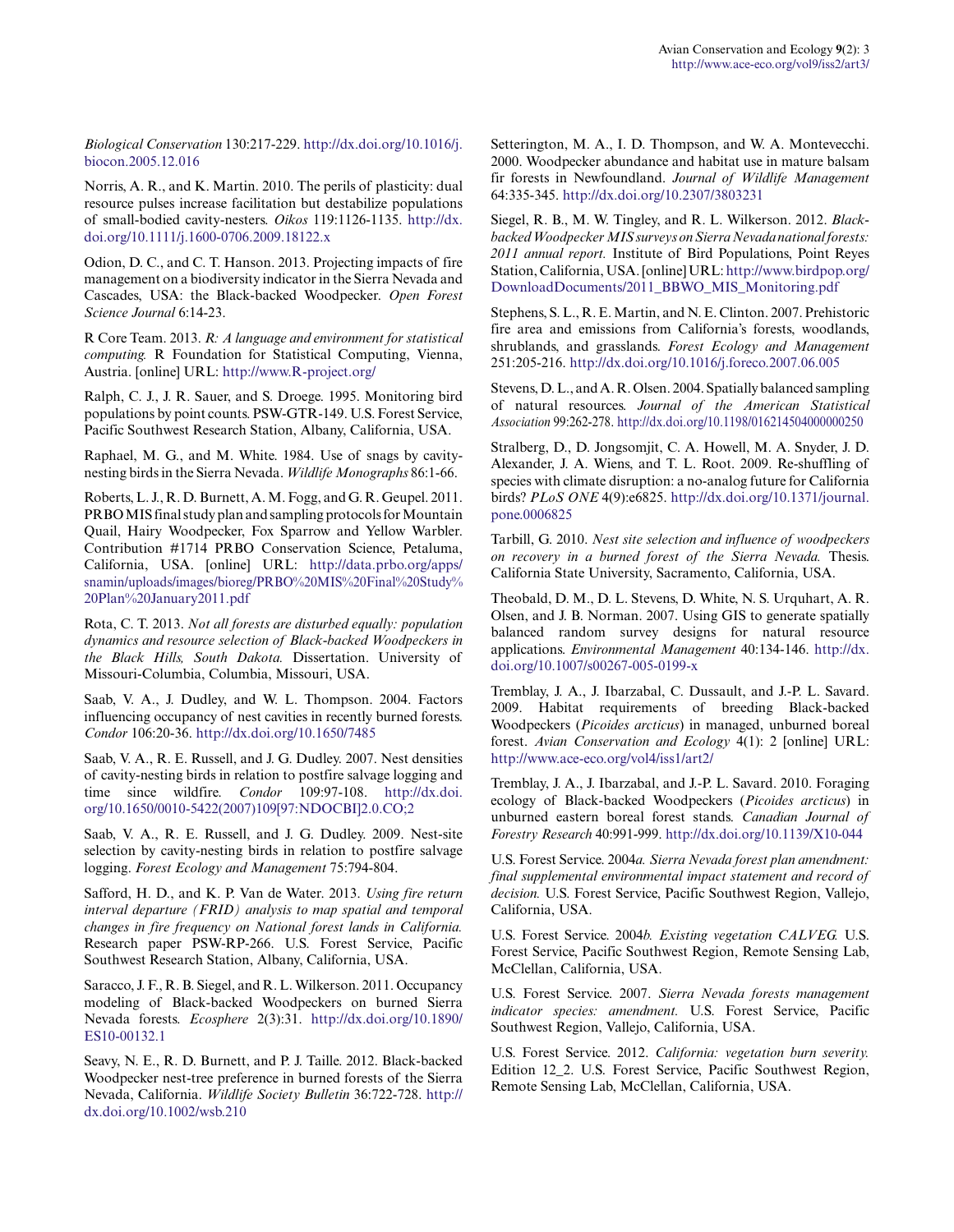*Biological Conservation* 130:217-229. http://dx.doi.org/10.1016/j.biocon.2005.12.016

Norris, A. R., and K. Martin. 2010. The perils of plasticity: dual resource pulses increase facilitation but destabilize populations of small-bodied cavity-nesters. *Oikos* 119:1126-1135. http://dx.doi.org/10.1111/j.1600-0706.2009.18122.x

Odion, D. C., and C. T. Hanson. 2013. Projecting impacts of fire management on a biodiversity indicator in the Sierra Nevada and Cascades, USA: the Black-backed Woodpecker. *Open Forest Science Journal* 6:14-23.

R Core Team. 2013. *R: A language and environment for statistical computing.* R Foundation for Statistical Computing, Vienna, Austria. [online] URL: http://www.R-project.org/

Ralph, C. J., J. R. Sauer, and S. Droege. 1995. Monitoring bird populations by point counts. PSW-GTR-149. U.S. Forest Service, Pacific Southwest Research Station, Albany, California, USA.

Raphael, M. G., and M. White. 1984. Use of snags by cavity-nesting birds in the Sierra Nevada. *Wildlife Monographs* 86:1-66.

Roberts, L. J., R. D. Burnett, A. M. Fogg, and G. R. Geupel. 2011. PRBO MIS final study plan and sampling protocols for Mountain Quail, Hairy Woodpecker, Fox Sparrow and Yellow Warbler. Contribution #1714 PRBO Conservation Science, Petaluma, California, USA. [online] URL: http://data.prbo.org/apps/snamin/uploads/images/bioreg/PRBO%20MIS%20Final%20Study%20Plan%20January2011.pdf

Rota, C. T. 2013. *Not all forests are disturbed equally: population dynamics and resource selection of Black-backed Woodpeckers in the Black Hills, South Dakota.* Dissertation. University of Missouri-Columbia, Columbia, Missouri, USA.

Saab, V. A., J. Dudley, and W. L. Thompson. 2004. Factors influencing occupancy of nest cavities in recently burned forests. *Condor* 106:20-36. http://dx.doi.org/10.1650/7485

Saab, V. A., R. E. Russell, and J. G. Dudley. 2007. Nest densities of cavity-nesting birds in relation to postfire salvage logging and time since wildfire. *Condor* 109:97-108. http://dx.doi.org/10.1650/0010-5422(2007)109[97:NDOCBI]2.0.CO;2

Saab, V. A., R. E. Russell, and J. G. Dudley. 2009. Nest-site selection by cavity-nesting birds in relation to postfire salvage logging. *Forest Ecology and Management* 75:794-804.

Safford, H. D., and K. P. Van de Water. 2013. *Using fire return interval departure (FRID) analysis to map spatial and temporal changes in fire frequency on National forest lands in California.* Research paper PSW-RP-266. U.S. Forest Service, Pacific Southwest Research Station, Albany, California, USA.

Saracco, J. F., R. B. Siegel, and R. L. Wilkerson. 2011. Occupancy modeling of Black-backed Woodpeckers on burned Sierra Nevada forests. *Ecosphere* 2(3):31. http://dx.doi.org/10.1890/ES10-00132.1

Seavy, N. E., R. D. Burnett, and P. J. Taille. 2012. Black-backed Woodpecker nest-tree preference in burned forests of the Sierra Nevada, California. *Wildlife Society Bulletin* 36:722-728. http://dx.doi.org/10.1002/wsb.210

Setterington, M. A., I. D. Thompson, and W. A. Montevecchi. 2000. Woodpecker abundance and habitat use in mature balsam fir forests in Newfoundland. *Journal of Wildlife Management* 64:335-345. http://dx.doi.org/10.2307/3803231

Siegel, R. B., M. W. Tingley, and R. L. Wilkerson. 2012. *Black-backed Woodpecker MIS surveys on Sierra Nevada national forests: 2011 annual report.* Institute of Bird Populations, Point Reyes Station, California, USA. [online] URL: http://www.birdpop.org/DownloadDocuments/2011_BBWO_MIS_Monitoring.pdf

Stephens, S. L., R. E. Martin, and N. E. Clinton. 2007. Prehistoric fire area and emissions from California's forests, woodlands, shrublands, and grasslands. *Forest Ecology and Management* 251:205-216. http://dx.doi.org/10.1016/j.foreco.2007.06.005

Stevens, D. L., and A. R. Olsen. 2004. Spatially balanced sampling of natural resources. *Journal of the American Statistical Association* 99:262-278. http://dx.doi.org/10.1198/016214504000000250

Stralberg, D., D. Jongsomjit, C. A. Howell, M. A. Snyder, J. D. Alexander, J. A. Wiens, and T. L. Root. 2009. Re-shuffling of species with climate disruption: a no-analog future for California birds? *PLoS ONE* 4(9):e6825. http://dx.doi.org/10.1371/journal.pone.0006825

Tarbill, G. 2010. *Nest site selection and influence of woodpeckers on recovery in a burned forest of the Sierra Nevada.* Thesis. California State University, Sacramento, California, USA.

Theobald, D. M., D. L. Stevens, D. White, N. S. Urquhart, A. R. Olsen, and J. B. Norman. 2007. Using GIS to generate spatially balanced random survey designs for natural resource applications. *Environmental Management* 40:134-146. http://dx.doi.org/10.1007/s00267-005-0199-x

Tremblay, J. A., J. Ibarzabal, C. Dussault, and J.-P. L. Savard. 2009. Habitat requirements of breeding Black-backed Woodpeckers (*Picoides arcticus*) in managed, unburned boreal forest. *Avian Conservation and Ecology* 4(1): 2 [online] URL: http://www.ace-eco.org/vol4/iss1/art2/

Tremblay, J. A., J. Ibarzabal, and J.-P. L. Savard. 2010. Foraging ecology of Black-backed Woodpeckers (*Picoides arcticus*) in unburned eastern boreal forest stands. *Canadian Journal of Forestry Research* 40:991-999. http://dx.doi.org/10.1139/X10-044

U.S. Forest Service. 2004*a*. *Sierra Nevada forest plan amendment: final supplemental environmental impact statement and record of decision.* U.S. Forest Service, Pacific Southwest Region, Vallejo, California, USA.

U.S. Forest Service. 2004*b*. *Existing vegetation CALVEG.* U.S. Forest Service, Pacific Southwest Region, Remote Sensing Lab, McClellan, California, USA.

U.S. Forest Service. 2007. *Sierra Nevada forests management indicator species: amendment.* U.S. Forest Service, Pacific Southwest Region, Vallejo, California, USA.

U.S. Forest Service. 2012. *California: vegetation burn severity.* Edition 12_2. U.S. Forest Service, Pacific Southwest Region, Remote Sensing Lab, McClellan, California, USA.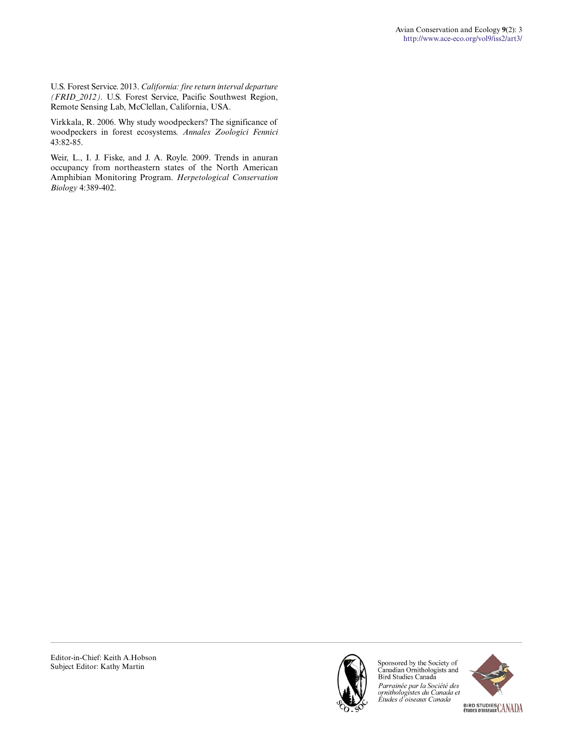U.S. Forest Service. 2013. *California: fire return interval departure (FRID_2012).* U.S. Forest Service, Pacific Southwest Region, Remote Sensing Lab, McClellan, California, USA.

Virkkala, R. 2006. Why study woodpeckers? The significance of woodpeckers in forest ecosystems. *Annales Zoologici Fennici* 43:82-85.

Weir, L., I. J. Fiske, and J. A. Royle. 2009. Trends in anuran occupancy from northeastern states of the North American Amphibian Monitoring Program. *Herpetological Conservation Biology* 4:389-402.

Editor-in-Chief: Keith A.Hobson
Subject Editor: Kathy Martin

Sponsored by the Society of Canadian Ornithologists and Bird Studies Canada

*Parrainée par la Société des ornithologistes du Canada et Études d'oiseaux Canada*